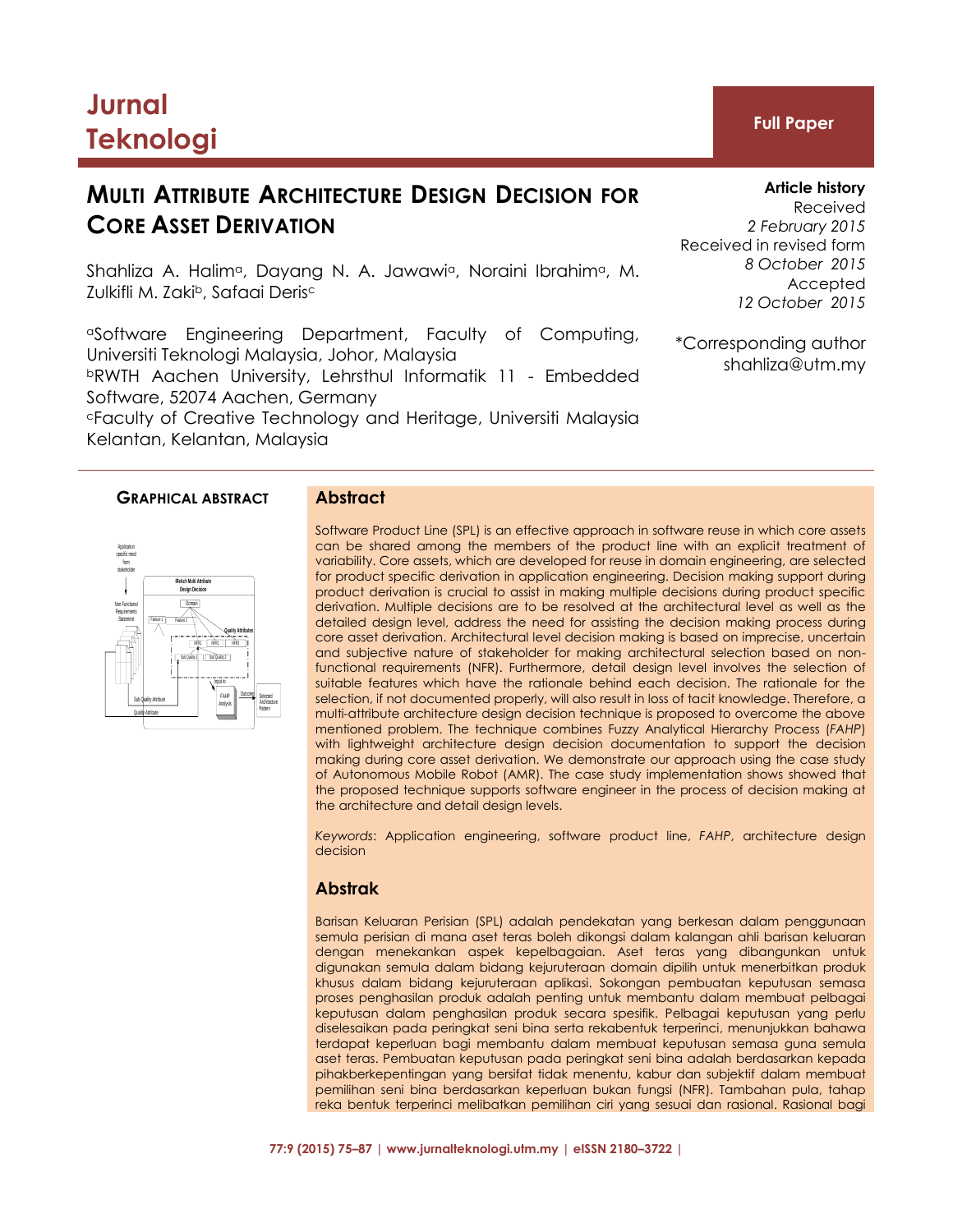Jurnal Teknologi

**Full Paper**

# MULTI ATTRIBUTE ARCHITECTURE DESIGN DECISION FOR CORE ASSET DERIVATION

Shahliza A. Halim[a], Dayang N. A. Jawawi[a], Noraini Ibrahim[a], M. Zulkifli M. Zaki[b], Safaai Deris[c]

[a]Software Engineering Department, Faculty of Computing, Universiti Teknologi Malaysia, Johor, Malaysia
[b]RWTH Aachen University, Lehrsthul Informatik 11 - Embedded Software, 52074 Aachen, Germany
[c]Faculty of Creative Technology and Heritage, Universiti Malaysia Kelantan, Kelantan, Malaysia

**Article history**
Received
*2 February 2015*
Received in revised form
*8 October 2015*
Accepted
*12 October 2015*

*Corresponding author
shahliza@utm.my

**GRAPHICAL ABSTRACT**

## Abstract

Software Product Line (SPL) is an effective approach in software reuse in which core assets can be shared among the members of the product line with an explicit treatment of variability. Core assets, which are developed for reuse in domain engineering, are selected for product specific derivation in application engineering. Decision making support during product derivation is crucial to assist in making multiple decisions during product specific derivation. Multiple decisions are to be resolved at the architectural level as well as the detailed design level, address the need for assisting the decision making process during core asset derivation. Architectural level decision making is based on imprecise, uncertain and subjective nature of stakeholder for making architectural selection based on non-functional requirements (NFR). Furthermore, detail design level involves the selection of suitable features which have the rationale behind each decision. The rationale for the selection, if not documented properly, will also result in loss of tacit knowledge. Therefore, a multi-attribute architecture design decision technique is proposed to overcome the above mentioned problem. The technique combines Fuzzy Analytical Hierarchy Process (*FAHP*) with lightweight architecture design decision documentation to support the decision making during core asset derivation. We demonstrate our approach using the case study of Autonomous Mobile Robot (AMR). The case study implementation shows showed that the proposed technique supports software engineer in the process of decision making at the architecture and detail design levels.

*Keywords*: Application engineering, software product line, *FAHP*, architecture design decision

## Abstrak

Barisan Keluaran Perisian (SPL) adalah pendekatan yang berkesan dalam penggunaan semula perisian di mana aset teras boleh dikongsi dalam kalangan ahli barisan keluaran dengan menekankan aspek kepelbagaian. Aset teras yang dibangunkan untuk digunakan semula dalam bidang kejuruteraan domain dipilih untuk menerbitkan produk khusus dalam bidang kejuruteraan aplikasi. Sokongan pembuatan keputusan semasa proses penghasilan produk adalah penting untuk membantu dalam membuat pelbagai keputusan dalam penghasilan produk secara spesifik. Pelbagai keputusan yang perlu diselesaikan pada peringkat seni bina serta rekabentuk terperinci, menunjukkan bahawa terdapat keperluan bagi membantu dalam membuat keputusan semasa guna semula aset teras. Pembuatan keputusan pada peringkat seni bina adalah berdasarkan kepada pihakberkepentingan yang bersifat tidak menentu, kabur dan subjektif dalam membuat pemilihan seni bina berdasarkan keperluan bukan fungsi (NFR). Tambahan pula, tahap reka bentuk terperinci melibatkan pemilihan ciri yang sesuai dan rasional. Rasional bagi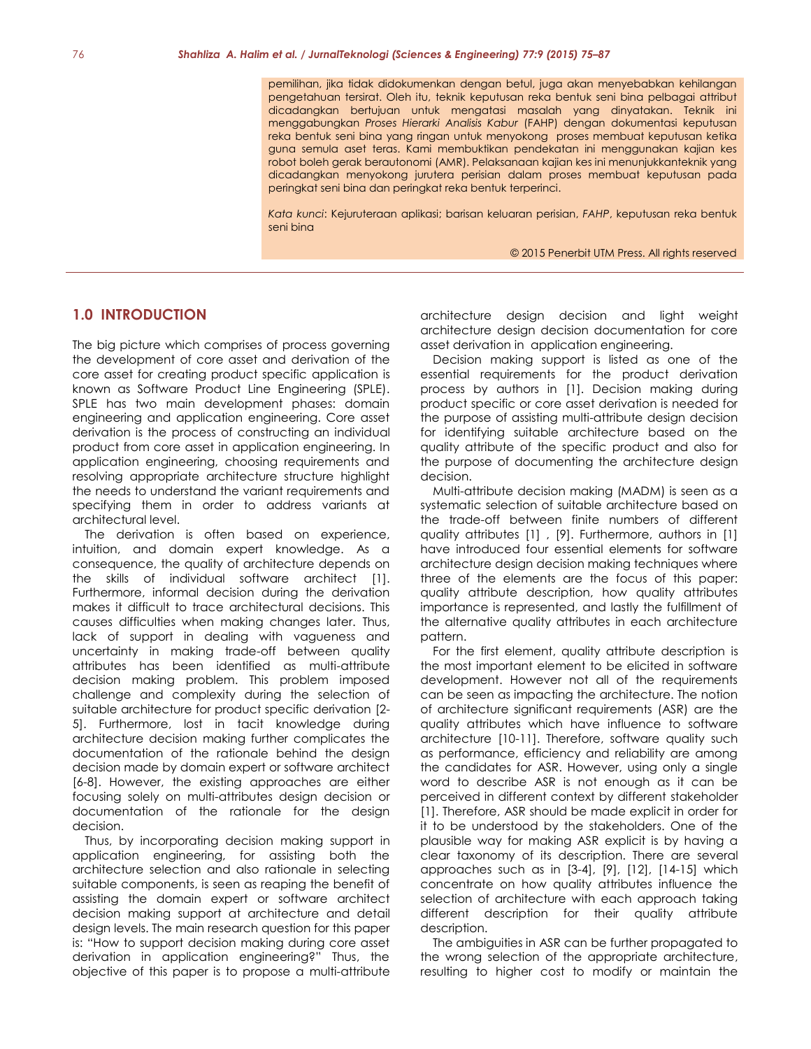pemilihan, jika tidak didokumenkan dengan betul, juga akan menyebabkan kehilangan pengetahuan tersirat. Oleh itu, teknik keputusan reka bentuk seni bina pelbagai attribut dicadangkan bertujuan untuk mengatasi masalah yang dinyatakan. Teknik ini menggabungkan *Proses Hierarki Analisis Kabur* (FAHP) dengan dokumentasi keputusan reka bentuk seni bina yang ringan untuk menyokong proses membuat keputusan ketika guna semula aset teras. Kami membuktikan pendekatan ini menggunakan kajian kes robot boleh gerak berautonomi (AMR). Pelaksanaan kajian kes ini menunjukkanteknik yang dicadangkan menyokong jurutera perisian dalam proses membuat keputusan pada peringkat seni bina dan peringkat reka bentuk terperinci.

*Kata kunci*: Kejuruteraan aplikasi; barisan keluaran perisian, *FAHP*, keputusan reka bentuk seni bina

© 2015 Penerbit UTM Press. All rights reserved

## 1.0 INTRODUCTION

The big picture which comprises of process governing the development of core asset and derivation of the core asset for creating product specific application is known as Software Product Line Engineering (SPLE). SPLE has two main development phases: domain engineering and application engineering. Core asset derivation is the process of constructing an individual product from core asset in application engineering. In application engineering, choosing requirements and resolving appropriate architecture structure highlight the needs to understand the variant requirements and specifying them in order to address variants at architectural level.

The derivation is often based on experience, intuition, and domain expert knowledge. As a consequence, the quality of architecture depends on the skills of individual software architect [1]. Furthermore, informal decision during the derivation makes it difficult to trace architectural decisions. This causes difficulties when making changes later. Thus, lack of support in dealing with vagueness and uncertainty in making trade-off between quality attributes has been identified as multi-attribute decision making problem. This problem imposed challenge and complexity during the selection of suitable architecture for product specific derivation [2-5]. Furthermore, lost in tacit knowledge during architecture decision making further complicates the documentation of the rationale behind the design decision made by domain expert or software architect [6-8]. However, the existing approaches are either focusing solely on multi-attributes design decision or documentation of the rationale for the design decision.

Thus, by incorporating decision making support in application engineering, for assisting both the architecture selection and also rationale in selecting suitable components, is seen as reaping the benefit of assisting the domain expert or software architect decision making support at architecture and detail design levels. The main research question for this paper is: "How to support decision making during core asset derivation in application engineering?" Thus, the objective of this paper is to propose a multi-attribute architecture design decision and light weight architecture design decision documentation for core asset derivation in application engineering.

Decision making support is listed as one of the essential requirements for the product derivation process by authors in [1]. Decision making during product specific or core asset derivation is needed for the purpose of assisting multi-attribute design decision for identifying suitable architecture based on the quality attribute of the specific product and also for the purpose of documenting the architecture design decision.

Multi-attribute decision making (MADM) is seen as a systematic selection of suitable architecture based on the trade-off between finite numbers of different quality attributes [1] , [9]. Furthermore, authors in [1] have introduced four essential elements for software architecture design decision making techniques where three of the elements are the focus of this paper: quality attribute description, how quality attributes importance is represented, and lastly the fulfillment of the alternative quality attributes in each architecture pattern.

For the first element, quality attribute description is the most important element to be elicited in software development. However not all of the requirements can be seen as impacting the architecture. The notion of architecture significant requirements (ASR) are the quality attributes which have influence to software architecture [10-11]. Therefore, software quality such as performance, efficiency and reliability are among the candidates for ASR. However, using only a single word to describe ASR is not enough as it can be perceived in different context by different stakeholder [1]. Therefore, ASR should be made explicit in order for it to be understood by the stakeholders. One of the plausible way for making ASR explicit is by having a clear taxonomy of its description. There are several approaches such as in [3-4], [9], [12], [14-15] which concentrate on how quality attributes influence the selection of architecture with each approach taking different description for their quality attribute description.

The ambiguities in ASR can be further propagated to the wrong selection of the appropriate architecture, resulting to higher cost to modify or maintain the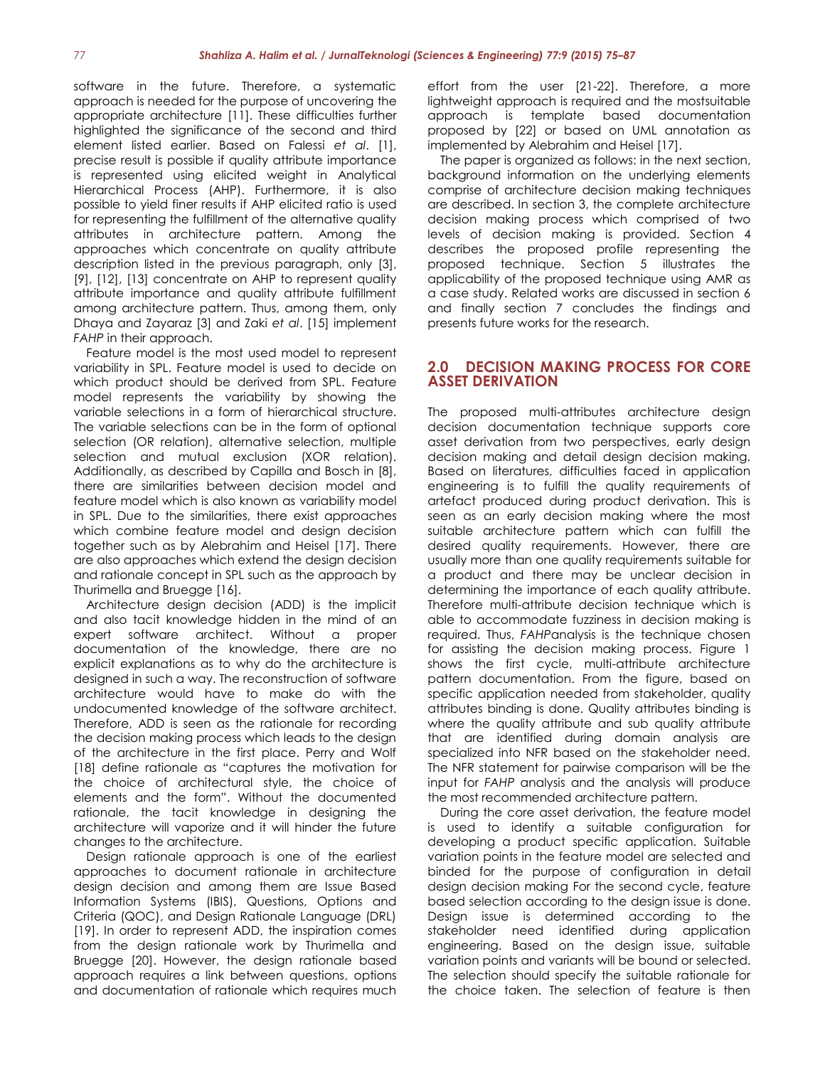software in the future. Therefore, a systematic approach is needed for the purpose of uncovering the appropriate architecture [11]. These difficulties further highlighted the significance of the second and third element listed earlier. Based on Falessi *et al*. [1], precise result is possible if quality attribute importance is represented using elicited weight in Analytical Hierarchical Process (AHP). Furthermore, it is also possible to yield finer results if AHP elicited ratio is used for representing the fulfillment of the alternative quality attributes in architecture pattern. Among the approaches which concentrate on quality attribute description listed in the previous paragraph, only [3], [9], [12], [13] concentrate on AHP to represent quality attribute importance and quality attribute fulfillment among architecture pattern. Thus, among them, only Dhaya and Zayaraz [3] and Zaki *et al*. [15] implement *FAHP* in their approach.

Feature model is the most used model to represent variability in SPL. Feature model is used to decide on which product should be derived from SPL. Feature model represents the variability by showing the variable selections in a form of hierarchical structure. The variable selections can be in the form of optional selection (OR relation), alternative selection, multiple selection and mutual exclusion (XOR relation). Additionally, as described by Capilla and Bosch in [8], there are similarities between decision model and feature model which is also known as variability model in SPL. Due to the similarities, there exist approaches which combine feature model and design decision together such as by Alebrahim and Heisel [17]. There are also approaches which extend the design decision and rationale concept in SPL such as the approach by Thurimella and Bruegge [16].

Architecture design decision (ADD) is the implicit and also tacit knowledge hidden in the mind of an expert software architect. Without a proper documentation of the knowledge, there are no explicit explanations as to why do the architecture is designed in such a way. The reconstruction of software architecture would have to make do with the undocumented knowledge of the software architect. Therefore, ADD is seen as the rationale for recording the decision making process which leads to the design of the architecture in the first place. Perry and Wolf [18] define rationale as "captures the motivation for the choice of architectural style, the choice of elements and the form". Without the documented rationale, the tacit knowledge in designing the architecture will vaporize and it will hinder the future changes to the architecture.

Design rationale approach is one of the earliest approaches to document rationale in architecture design decision and among them are Issue Based Information Systems (IBIS), Questions, Options and Criteria (QOC), and Design Rationale Language (DRL) [19]. In order to represent ADD, the inspiration comes from the design rationale work by Thurimella and Bruegge [20]. However, the design rationale based approach requires a link between questions, options and documentation of rationale which requires much effort from the user [21-22]. Therefore, a more lightweight approach is required and the mostsuitable approach is template based documentation proposed by [22] or based on UML annotation as implemented by Alebrahim and Heisel [17].

The paper is organized as follows: in the next section, background information on the underlying elements comprise of architecture decision making techniques are described. In section 3, the complete architecture decision making process which comprised of two levels of decision making is provided. Section 4 describes the proposed profile representing the proposed technique. Section 5 illustrates the applicability of the proposed technique using AMR as a case study. Related works are discussed in section 6 and finally section 7 concludes the findings and presents future works for the research.

## 2.0 DECISION MAKING PROCESS FOR CORE ASSET DERIVATION

The proposed multi-attributes architecture design decision documentation technique supports core asset derivation from two perspectives, early design decision making and detail design decision making. Based on literatures, difficulties faced in application engineering is to fulfill the quality requirements of artefact produced during product derivation. This is seen as an early decision making where the most suitable architecture pattern which can fulfill the desired quality requirements. However, there are usually more than one quality requirements suitable for a product and there may be unclear decision in determining the importance of each quality attribute. Therefore multi-attribute decision technique which is able to accommodate fuzziness in decision making is required. Thus, *FAHP*analysis is the technique chosen for assisting the decision making process. Figure 1 shows the first cycle, multi-attribute architecture pattern documentation. From the figure, based on specific application needed from stakeholder, quality attributes binding is done. Quality attributes binding is where the quality attribute and sub quality attribute that are identified during domain analysis are specialized into NFR based on the stakeholder need. The NFR statement for pairwise comparison will be the input for *FAHP* analysis and the analysis will produce the most recommended architecture pattern.

During the core asset derivation, the feature model is used to identify a suitable configuration for developing a product specific application. Suitable variation points in the feature model are selected and binded for the purpose of configuration in detail design decision making For the second cycle, feature based selection according to the design issue is done. Design issue is determined according to the stakeholder need identified during application engineering. Based on the design issue, suitable variation points and variants will be bound or selected. The selection should specify the suitable rationale for the choice taken. The selection of feature is then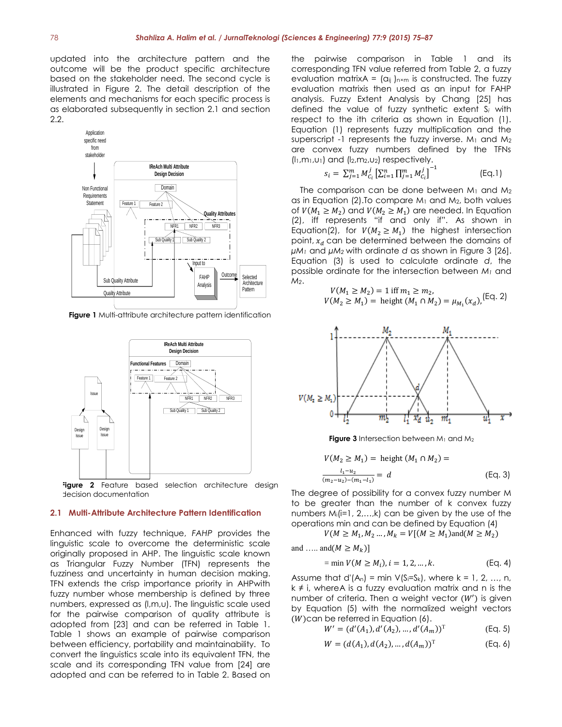updated into the architecture pattern and the outcome will be the product specific architecture based on the stakeholder need. The second cycle is illustrated in Figure 2. The detail description of the elements and mechanisms for each specific process is as elaborated subsequently in section 2.1 and section 2.2.

**Figure 1** Multi-attribute architecture pattern identification

**Figure 2** Feature based selection architecture design decision documentation

### 2.1 Multi-Attribute Architecture Pattern Identification

Enhanced with fuzzy technique, *FAHP* provides the linguistic scale to overcome the deterministic scale originally proposed in AHP. The linguistic scale known as Triangular Fuzzy Number (TFN) represents the fuzziness and uncertainty in human decision making. TFN extends the crisp importance priority in AHPwith fuzzy number whose membership is defined by three numbers, expressed as (l,m,u). The linguistic scale used for the pairwise comparison of quality attribute is adopted from [23] and can be referred in Table 1. Table 1 shows an example of pairwise comparison between efficiency, portability and maintainability. To convert the linguistics scale into its equivalent TFN, the scale and its corresponding TFN value from [24] are adopted and can be referred to in Table 2. Based on the pairwise comparison in Table 1 and its corresponding TFN value referred from Table 2, a fuzzy evaluation matrixA = $(a_{ij})_{n\times m}$ is constructed. The fuzzy evaluation matrixis then used as an input for FAHP analysis. Fuzzy Extent Analysis by Chang [25] has defined the value of fuzzy synthetic extent $S_i$ with respect to the ith criteria as shown in Equation (1). Equation (1) represents fuzzy multiplication and the superscript -1 represents the fuzzy inverse. $M_1$ and $M_2$ are convex fuzzy numbers defined by the TFNs $(l_1,m_1,u_1)$ and $(l_2,m_2,u_2)$ respectively.

$$s_i = \sum_{j=1}^{m} M_{C_i}^{j} \left[\sum_{i=1}^{n} \prod_{j=1}^{m} M_{C_i}^{j}\right]^{-1} \quad \text{(Eq.1)}$$

The comparison can be done between $M_1$ and $M_2$ as in Equation (2).To compare $M_1$ and $M_2$, both values of $V(M_1 \geq M_2)$ and $V(M_2 \geq M_1)$ are needed. In Equation (2), iff represents "if and only if". As shown in Equation(2), for $V(M_2 \geq M_1)$ the highest intersection point, $x_d$ can be determined between the domains of $\mu M_1$ and $\mu M_2$ with ordinate $d$ as shown in Figure 3 [26]. Equation (3) is used to calculate ordinate $d$, the possible ordinate for the intersection between $M_1$ and $M_2$.

$$V(M_1 \geq M_2) = 1 \text{ iff } m_1 \geq m_2,$$
$$V(M_2 \geq M_1) = \text{height}(M_1 \cap M_2) = \mu_{M_1}(x_d), \quad \text{(Eq. 2)}$$

**Figure 3** Intersection between $M_1$ and $M_2$

$$V(M_2 \geq M_1) = \text{height}(M_1 \cap M_2) = \frac{l_1 - u_2}{(m_2 - u_2) - (m_1 - l_1)} = d \quad \text{(Eq. 3)}$$

The degree of possibility for a convex fuzzy number M to be greater than the number of k convex fuzzy numbers $M_i$(i=1, 2,…,k) can be given by the use of the operations min and can be defined by Equation (4)

$$V(M \geq M_1, M_2 \ldots, M_k = V[(M \geq M_1)\text{and}(M \geq M_2) \text{ and } \ldots\ldots \text{ and}(M \geq M_k)]$$
$$= \min V(M \geq M_i), i = 1, 2, \ldots, k. \quad \text{(Eq. 4)}$$

Assume that $d'(A_n) = \min V(S_i = S_k)$, where k = 1, 2, …, n, k ≠ i, whereA is a fuzzy evaluation matrix and n is the number of criteria. Then a weight vector ($W'$) is given by Equation (5) with the normalized weight vectors ($W$)can be referred in Equation (6).

$$W' = (d'(A_1), d'(A_2), \ldots, d'(A_m))^{T} \quad \text{(Eq. 5)}$$

$$W = (d(A_1), d(A_2), \ldots, d(A_m))^{T} \quad \text{(Eq. 6)}$$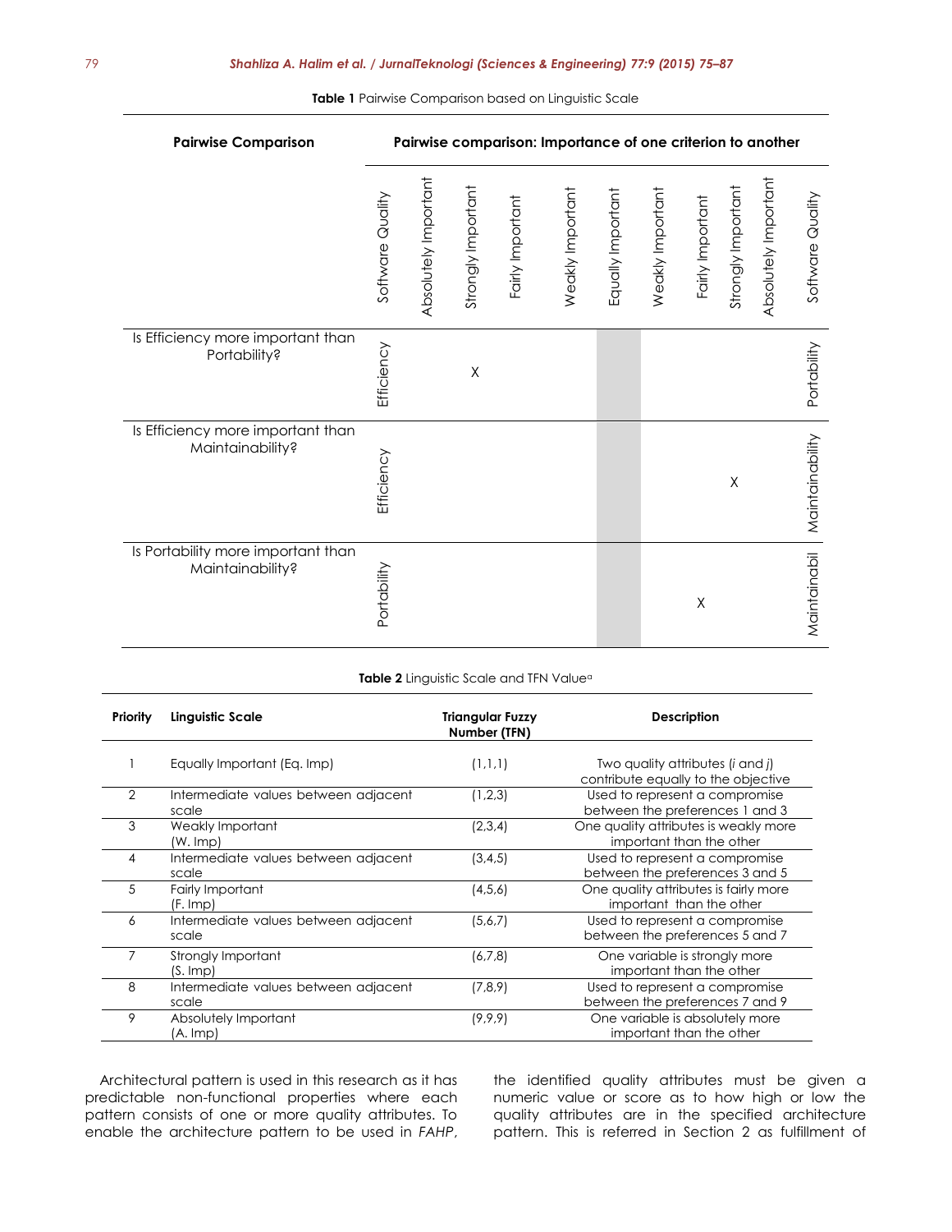**Table 1** Pairwise Comparison based on Linguistic Scale

| Pairwise Comparison | Pairwise comparison: Importance of one criterion to another | | | | | | | | | | |
|---|---|---|---|---|---|---|---|---|---|---|---|
| | Software Quality | Absolutely Important | Strongly Important | Fairly Important | Weakly Important | Equally Important | Weakly Important | Fairly Important | Strongly Important | Absolutely Important | Software Quality |
| Is Efficiency more important than Portability? | Efficiency | | X | | | | | | | | Portability |
| Is Efficiency more important than Maintainability? | Efficiency | | | | | | | | X | | Maintainability |
| Is Portability more important than Maintainability? | Portability | | | | | | | X | | | Maintainabil |

**Table 2** Linguistic Scale and TFN Value[a]

| Priority | Linguistic Scale | Triangular Fuzzy Number (TFN) | Description |
|---|---|---|---|
| 1 | Equally Important (Eq. Imp) | (1,1,1) | Two quality attributes (*i* and *j*) contribute equally to the objective |
| 2 | Intermediate values between adjacent scale | (1,2,3) | Used to represent a compromise between the preferences 1 and 3 |
| 3 | Weakly Important (W. Imp) | (2,3,4) | One quality attributes is weakly more important than the other |
| 4 | Intermediate values between adjacent scale | (3,4,5) | Used to represent a compromise between the preferences 3 and 5 |
| 5 | Fairly Important (F. Imp) | (4,5,6) | One quality attributes is fairly more important than the other |
| 6 | Intermediate values between adjacent scale | (5,6,7) | Used to represent a compromise between the preferences 5 and 7 |
| 7 | Strongly Important (S. Imp) | (6,7,8) | One variable is strongly more important than the other |
| 8 | Intermediate values between adjacent scale | (7,8,9) | Used to represent a compromise between the preferences 7 and 9 |
| 9 | Absolutely Important (A. Imp) | (9,9,9) | One variable is absolutely more important than the other |

Architectural pattern is used in this research as it has predictable non-functional properties where each pattern consists of one or more quality attributes. To enable the architecture pattern to be used in *FAHP*, the identified quality attributes must be given a numeric value or score as to how high or low the quality attributes are in the specified architecture pattern. This is referred in Section 2 as fulfillment of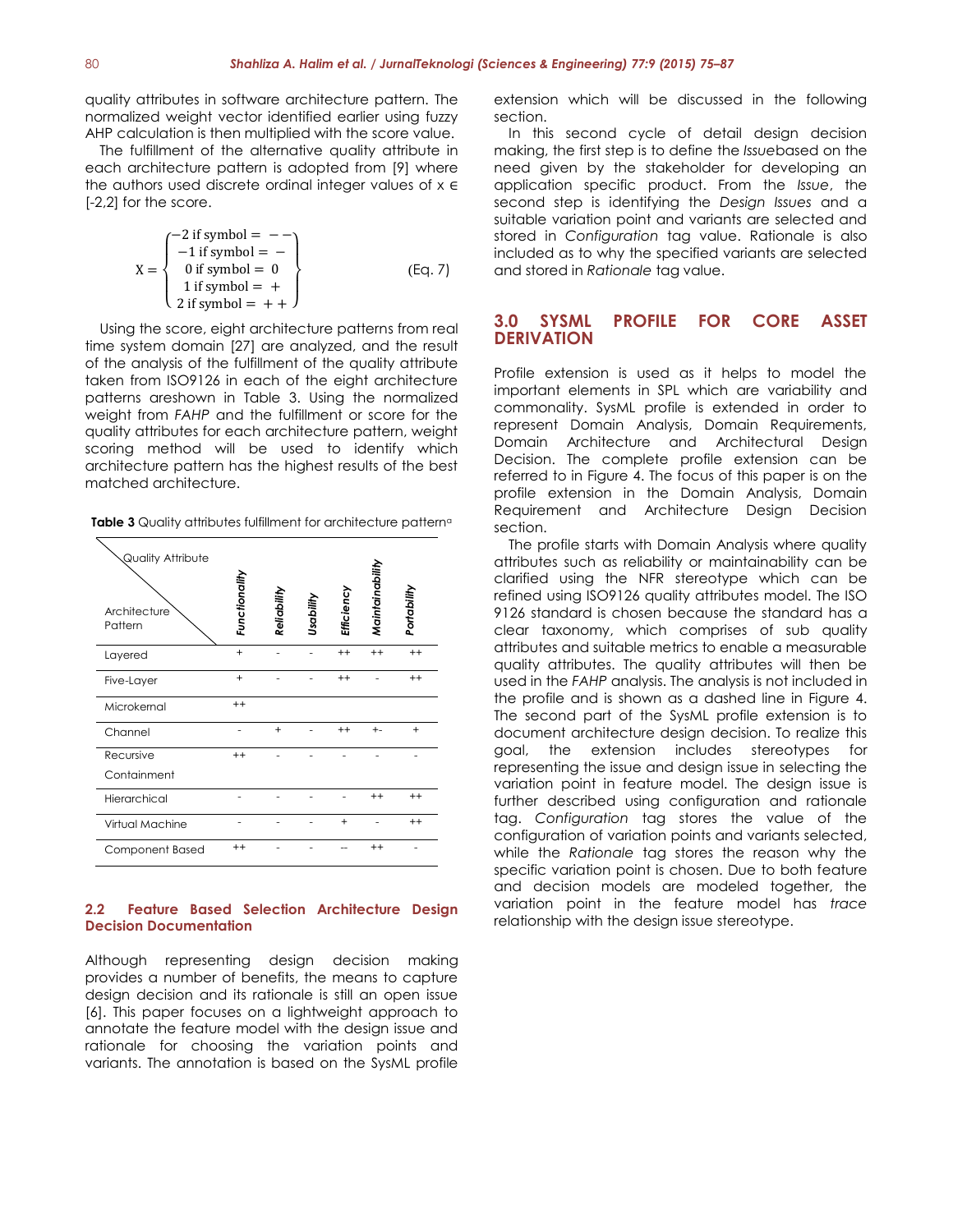quality attributes in software architecture pattern. The normalized weight vector identified earlier using fuzzy AHP calculation is then multiplied with the score value.

The fulfillment of the alternative quality attribute in each architecture pattern is adopted from [9] where the authors used discrete ordinal integer values of x ∈ [-2,2] for the score.

$$X = \begin{Bmatrix} -2 \text{ if symbol} = -- \\ -1 \text{ if symbol} = - \\ 0 \text{ if symbol} = 0 \\ 1 \text{ if symbol} = + \\ 2 \text{ if symbol} = ++ \end{Bmatrix} \quad \text{(Eq. 7)}$$

Using the score, eight architecture patterns from real time system domain [27] are analyzed, and the result of the analysis of the fulfillment of the quality attribute taken from ISO9126 in each of the eight architecture patterns areshown in Table 3. Using the normalized weight from *FAHP* and the fulfillment or score for the quality attributes for each architecture pattern, weight scoring method will be used to identify which architecture pattern has the highest results of the best matched architecture.

**Table 3** Quality attributes fulfillment for architecture pattern[a]

| Architecture Pattern \ Quality Attribute | *Functionality* | *Reliability* | *Usability* | *Efficiency* | *Maintainability* | *Portability* |
|---|---|---|---|---|---|---|
| Layered | + | - | - | ++ | ++ | ++ |
| Five-Layer | + | - | - | ++ | - | ++ |
| Microkernal | ++ | | | | | |
| Channel | - | + | - | ++ | +- | + |
| Recursive Containment | ++ | - | - | - | - | - |
| Hierarchical | - | - | - | - | ++ | ++ |
| Virtual Machine | - | - | - | + | - | ++ |
| Component Based | ++ | - | - | -- | ++ | - |

### 2.2 Feature Based Selection Architecture Design Decision Documentation

Although representing design decision making provides a number of benefits, the means to capture design decision and its rationale is still an open issue [6]. This paper focuses on a lightweight approach to annotate the feature model with the design issue and rationale for choosing the variation points and variants. The annotation is based on the SysML profile extension which will be discussed in the following section.

In this second cycle of detail design decision making, the first step is to define the *Issue*based on the need given by the stakeholder for developing an application specific product. From the *Issue*, the second step is identifying the *Design Issues* and a suitable variation point and variants are selected and stored in *Configuration* tag value. Rationale is also included as to why the specified variants are selected and stored in *Rationale* tag value.

## 3.0 SYSML PROFILE FOR CORE ASSET DERIVATION

Profile extension is used as it helps to model the important elements in SPL which are variability and commonality. SysML profile is extended in order to represent Domain Analysis, Domain Requirements, Domain Architecture and Architectural Design Decision. The complete profile extension can be referred to in Figure 4. The focus of this paper is on the profile extension in the Domain Analysis, Domain Requirement and Architecture Design Decision section.

The profile starts with Domain Analysis where quality attributes such as reliability or maintainability can be clarified using the NFR stereotype which can be refined using ISO9126 quality attributes model. The ISO 9126 standard is chosen because the standard has a clear taxonomy, which comprises of sub quality attributes and suitable metrics to enable a measurable quality attributes. The quality attributes will then be used in the *FAHP* analysis. The analysis is not included in the profile and is shown as a dashed line in Figure 4. The second part of the SysML profile extension is to document architecture design decision. To realize this goal, the extension includes stereotypes for representing the issue and design issue in selecting the variation point in feature model. The design issue is further described using configuration and rationale tag. *Configuration* tag stores the value of the configuration of variation points and variants selected, while the *Rationale* tag stores the reason why the specific variation point is chosen. Due to both feature and decision models are modeled together, the variation point in the feature model has *trace* relationship with the design issue stereotype.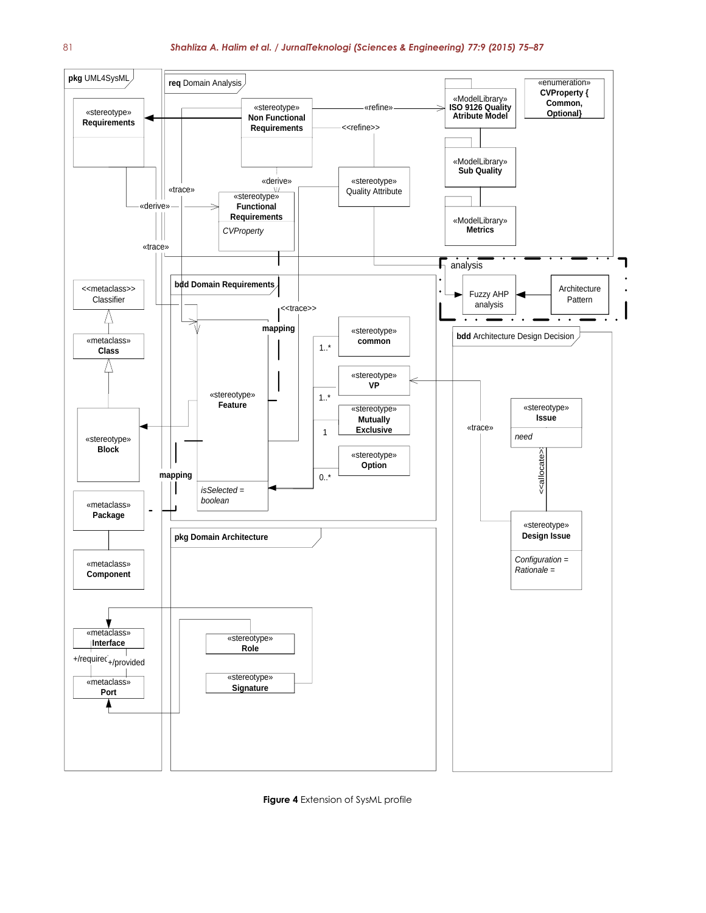**Figure 4** Extension of SysML profile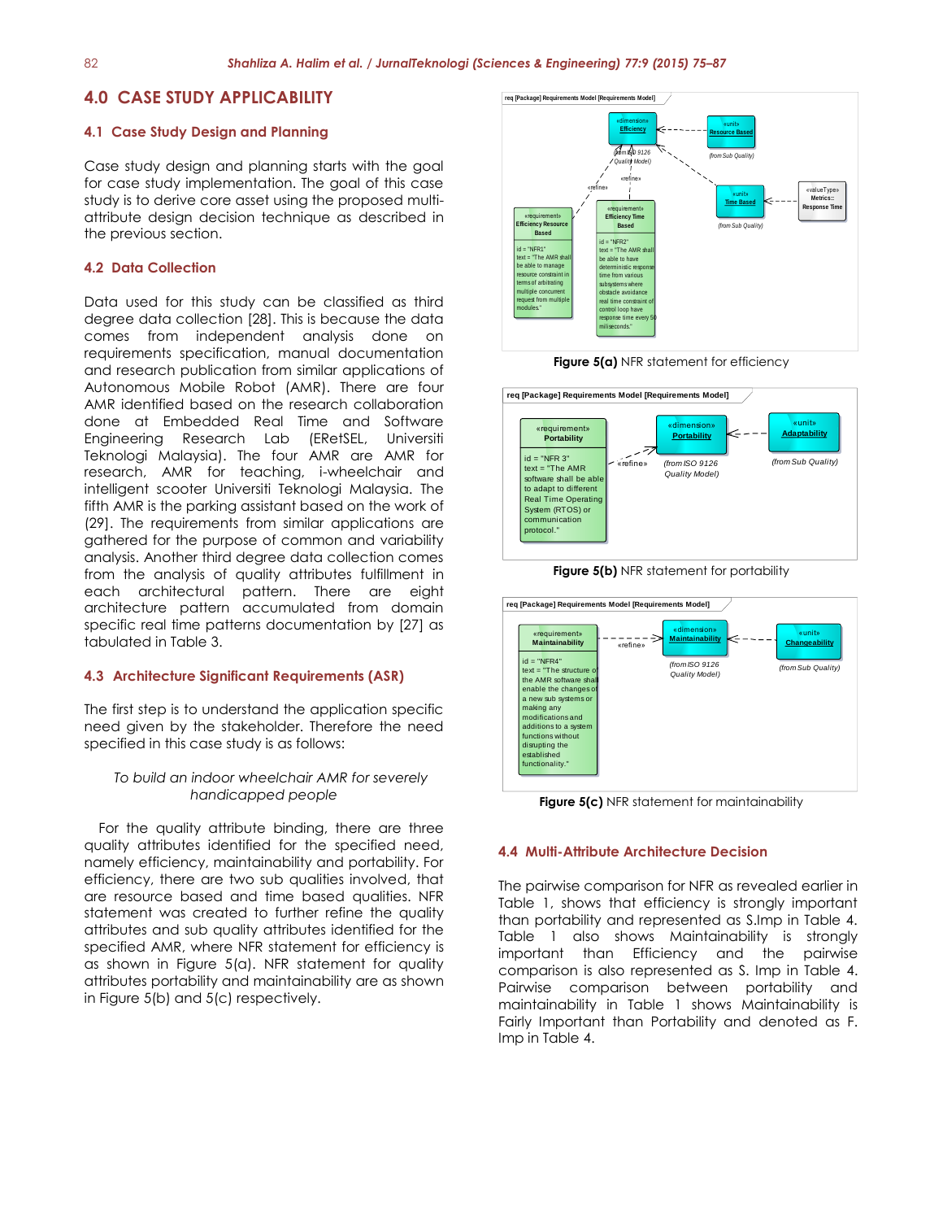## 4.0 CASE STUDY APPLICABILITY

### 4.1 Case Study Design and Planning

Case study design and planning starts with the goal for case study implementation. The goal of this case study is to derive core asset using the proposed multi-attribute design decision technique as described in the previous section.

### 4.2 Data Collection

Data used for this study can be classified as third degree data collection [28]. This is because the data comes from independent analysis done on requirements specification, manual documentation and research publication from similar applications of Autonomous Mobile Robot (AMR). There are four AMR identified based on the research collaboration done at Embedded Real Time and Software Engineering Research Lab (ERetSEL, Universiti Teknologi Malaysia). The four AMR are AMR for research, AMR for teaching, i-wheelchair and intelligent scooter Universiti Teknologi Malaysia. The fifth AMR is the parking assistant based on the work of [29]. The requirements from similar applications are gathered for the purpose of common and variability analysis. Another third degree data collection comes from the analysis of quality attributes fulfillment in each architectural pattern. There are eight architecture pattern accumulated from domain specific real time patterns documentation by [27] as tabulated in Table 3.

### 4.3 Architecture Significant Requirements (ASR)

The first step is to understand the application specific need given by the stakeholder. Therefore the need specified in this case study is as follows:

*To build an indoor wheelchair AMR for severely handicapped people*

For the quality attribute binding, there are three quality attributes identified for the specified need, namely efficiency, maintainability and portability. For efficiency, there are two sub qualities involved, that are resource based and time based qualities. NFR statement was created to further refine the quality attributes and sub quality attributes identified for the specified AMR, where NFR statement for efficiency is as shown in Figure 5(a). NFR statement for quality attributes portability and maintainability are as shown in Figure 5(b) and 5(c) respectively.

**Figure 5(a)** NFR statement for efficiency

**Figure 5(b)** NFR statement for portability

**Figure 5(c)** NFR statement for maintainability

### 4.4 Multi-Attribute Architecture Decision

The pairwise comparison for NFR as revealed earlier in Table 1, shows that efficiency is strongly important than portability and represented as S.Imp in Table 4. Table 1 also shows Maintainability is strongly important than Efficiency and the pairwise comparison is also represented as S. Imp in Table 4. Pairwise comparison between portability and maintainability in Table 1 shows Maintainability is Fairly Important than Portability and denoted as F. Imp in Table 4.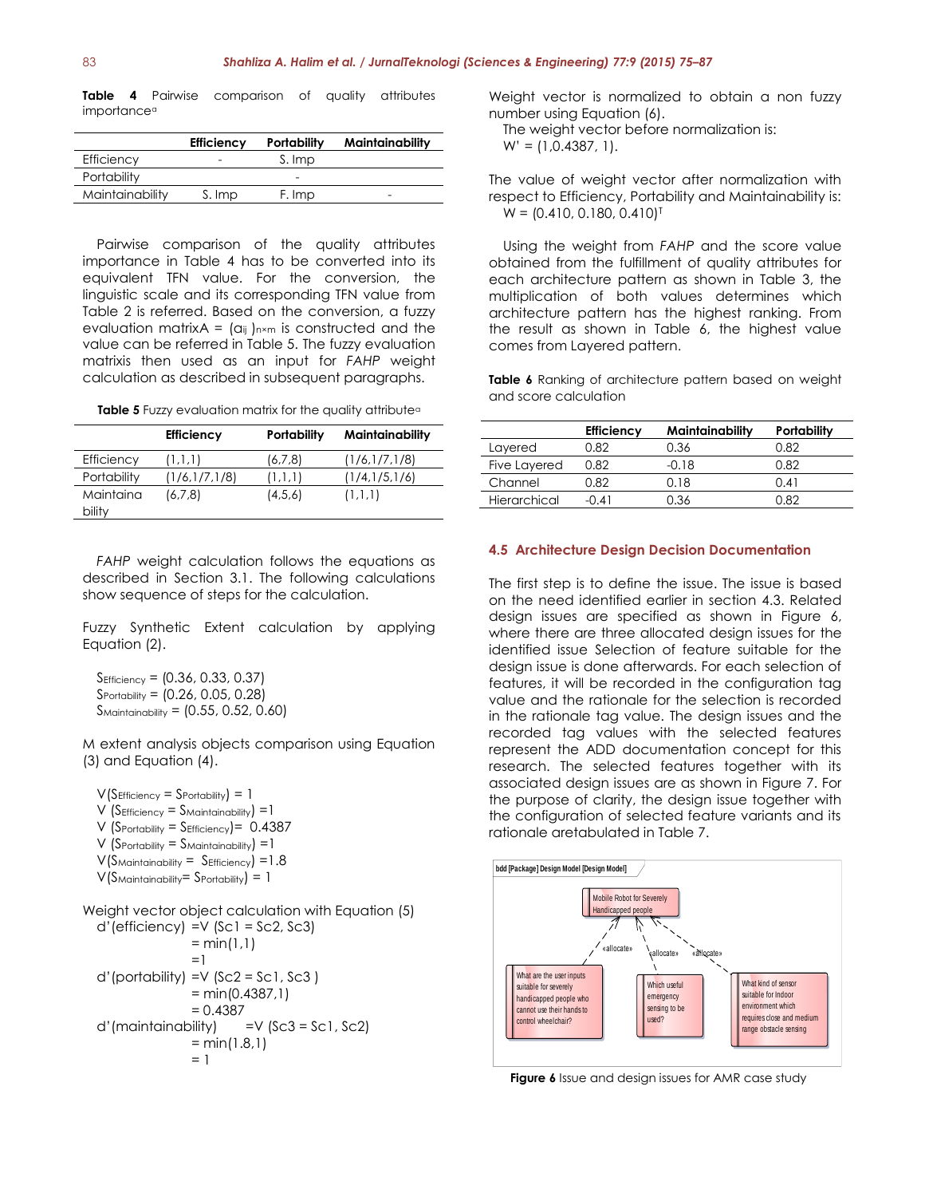**Table 4** Pairwise comparison of quality attributes importance[a]

| | Efficiency | Portability | Maintainability |
|---|---|---|---|
| Efficiency | - | S. Imp | |
| Portability | | - | |
| Maintainability | S. Imp | F. Imp | - |

Pairwise comparison of the quality attributes importance in Table 4 has to be converted into its equivalent TFN value. For the conversion, the linguistic scale and its corresponding TFN value from Table 2 is referred. Based on the conversion, a fuzzy evaluation matrixA = $(a_{ij})_{n \times m}$ is constructed and the value can be referred in Table 5. The fuzzy evaluation matrixis then used as an input for *FAHP* weight calculation as described in subsequent paragraphs.

**Table 5** Fuzzy evaluation matrix for the quality attribute[a]

| | Efficiency | Portability | Maintainability |
|---|---|---|---|
| Efficiency | (1,1,1) | (6,7,8) | (1/6,1/7,1/8) |
| Portability | (1/6,1/7,1/8) | (1,1,1) | (1/4,1/5,1/6) |
| Maintainability | (6,7,8) | (4,5,6) | (1,1,1) |

*FAHP* weight calculation follows the equations as described in Section 3.1. The following calculations show sequence of steps for the calculation.

Fuzzy Synthetic Extent calculation by applying Equation (2).

$S_{Efficiency}$ = (0.36, 0.33, 0.37)
$S_{Portability}$ = (0.26, 0.05, 0.28)
$S_{Maintainability}$ = (0.55, 0.52, 0.60)

M extent analysis objects comparison using Equation (3) and Equation (4).

$V(S_{Efficiency} = S_{Portability}) = 1$
$V(S_{Efficiency} = S_{Maintainability}) = 1$
$V(S_{Portability} = S_{Efficiency}) = 0.4387$
$V(S_{Portability} = S_{Maintainability}) = 1$
$V(S_{Maintainability} = S_{Efficiency}) = 1.8$
$V(S_{Maintainability} = S_{Portability}) = 1$

Weight vector object calculation with Equation (5)

$d'(efficiency) = V(Sc1 = Sc2, Sc3)$
$= \min(1,1)$
$= 1$

$d'(portability) = V(Sc2 = Sc1, Sc3)$
$= \min(0.4387, 1)$
$= 0.4387$

$d'(maintainability) = V(Sc3 = Sc1, Sc2)$
$= \min(1.8, 1)$
$= 1$

Weight vector is normalized to obtain a non fuzzy number using Equation (6).

The weight vector before normalization is:
$W' = (1, 0.4387, 1)$.

The value of weight vector after normalization with respect to Efficiency, Portability and Maintainability is:
$W = (0.410, 0.180, 0.410)^T$

Using the weight from *FAHP* and the score value obtained from the fulfillment of quality attributes for each architecture pattern as shown in Table 3, the multiplication of both values determines which architecture pattern has the highest ranking. From the result as shown in Table 6, the highest value comes from Layered pattern.

**Table 6** Ranking of architecture pattern based on weight and score calculation

| | Efficiency | Maintainability | Portability |
|---|---|---|---|
| Layered | 0.82 | 0.36 | 0.82 |
| Five Layered | 0.82 | -0.18 | 0.82 |
| Channel | 0.82 | 0.18 | 0.41 |
| Hierarchical | -0.41 | 0.36 | 0.82 |

## 4.5 Architecture Design Decision Documentation

The first step is to define the issue. The issue is based on the need identified earlier in section 4.3. Related design issues are specified as shown in Figure 6, where there are three allocated design issues for the identified issue Selection of feature suitable for the design issue is done afterwards. For each selection of features, it will be recorded in the configuration tag value and the rationale for the selection is recorded in the rationale tag value. The design issues and the recorded tag values with the selected features represent the ADD documentation concept for this research. The selected features together with its associated design issues are as shown in Figure 7. For the purpose of clarity, the design issue together with the configuration of selected feature variants and its rationale aretabulated in Table 7.

**Figure 6** Issue and design issues for AMR case study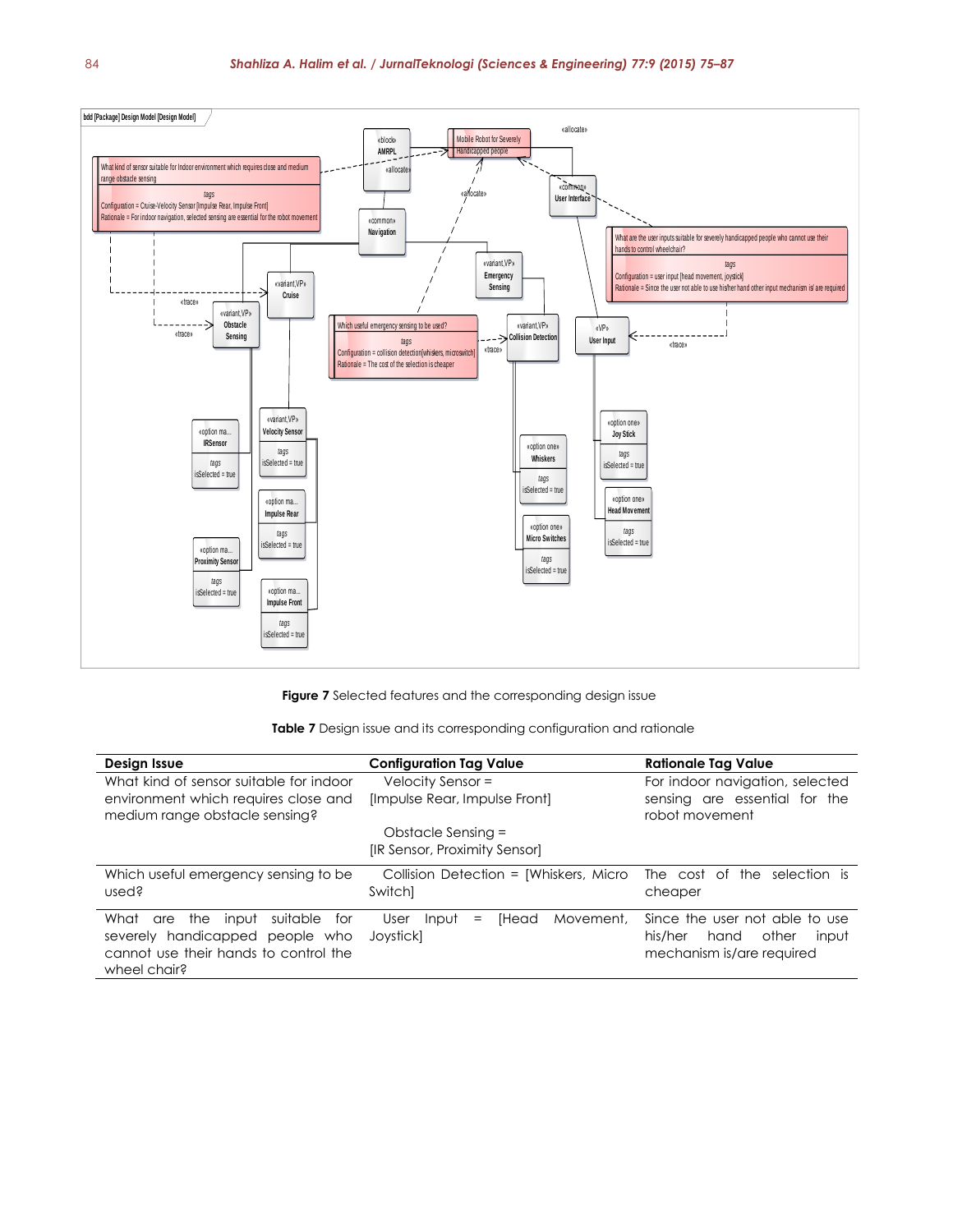Figure 7 Selected features and the corresponding design issue

**Table 7** Design issue and its corresponding configuration and rationale

| Design Issue | Configuration Tag Value | Rationale Tag Value |
|---|---|---|
| What kind of sensor suitable for indoor environment which requires close and medium range obstacle sensing? | Velocity Sensor = [Impulse Rear, Impulse Front] Obstacle Sensing = [IR Sensor, Proximity Sensor] | For indoor navigation, selected sensing are essential for the robot movement |
| Which useful emergency sensing to be used? | Collision Detection = [Whiskers, Micro Switch] | The cost of the selection is cheaper |
| What are the input suitable for severely handicapped people who cannot use their hands to control the wheel chair? | User Input = [Head Movement, Joystick] | Since the user not able to use his/her hand other input mechanism is/are required |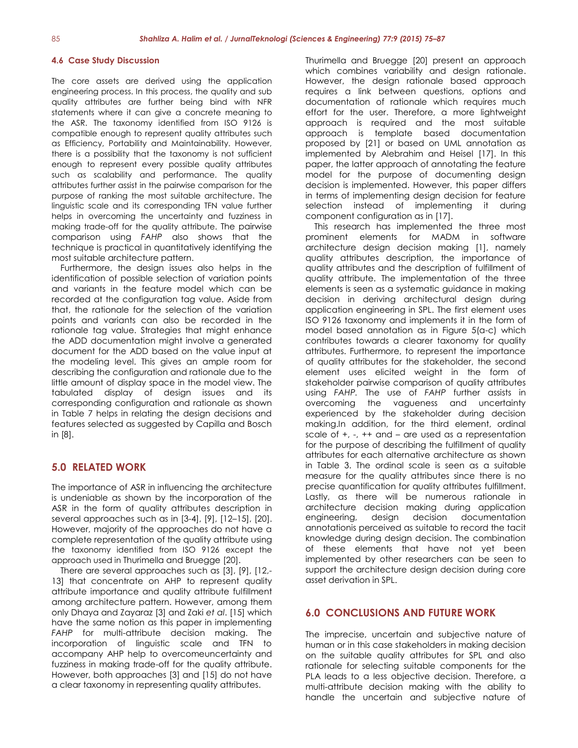### 4.6 Case Study Discussion

The core assets are derived using the application engineering process. In this process, the quality and sub quality attributes are further being bind with NFR statements where it can give a concrete meaning to the ASR. The taxonomy identified from ISO 9126 is compatible enough to represent quality attributes such as Efficiency, Portability and Maintainability. However, there is a possibility that the taxonomy is not sufficient enough to represent every possible quality attributes such as scalability and performance. The quality attributes further assist in the pairwise comparison for the purpose of ranking the most suitable architecture. The linguistic scale and its corresponding TFN value further helps in overcoming the uncertainty and fuzziness in making trade-off for the quality attribute. The pairwise comparison using *FAHP* also shows that the technique is practical in quantitatively identifying the most suitable architecture pattern.

Furthermore, the design issues also helps in the identification of possible selection of variation points and variants in the feature model which can be recorded at the configuration tag value. Aside from that, the rationale for the selection of the variation points and variants can also be recorded in the rationale tag value. Strategies that might enhance the ADD documentation might involve a generated document for the ADD based on the value input at the modeling level. This gives an ample room for describing the configuration and rationale due to the little amount of display space in the model view. The tabulated display of design issues and its corresponding configuration and rationale as shown in Table 7 helps in relating the design decisions and features selected as suggested by Capilla and Bosch in [8].

## 5.0 RELATED WORK

The importance of ASR in influencing the architecture is undeniable as shown by the incorporation of the ASR in the form of quality attributes description in several approaches such as in [3-4], [9], [12–15], [20]. However, majority of the approaches do not have a complete representation of the quality attribute using the taxonomy identified from ISO 9126 except the approach used in Thurimella and Bruegge [20].

There are several approaches such as [3], [9], [12,-13] that concentrate on AHP to represent quality attribute importance and quality attribute fulfillment among architecture pattern. However, among them only Dhaya and Zayaraz [3] and Zaki *et al*. [15] which have the same notion as this paper in implementing *FAHP* for multi-attribute decision making. The incorporation of linguistic scale and TFN to accompany AHP help to overcomeuncertainty and fuzziness in making trade-off for the quality attribute. However, both approaches [3] and [15] do not have a clear taxonomy in representing quality attributes.

Thurimella and Bruegge [20] present an approach which combines variability and design rationale. However, the design rationale based approach requires a link between questions, options and documentation of rationale which requires much effort for the user. Therefore, a more lightweight approach is required and the most suitable approach is template based documentation proposed by [21] or based on UML annotation as implemented by Alebrahim and Heisel [17]. In this paper, the latter approach of annotating the feature model for the purpose of documenting design decision is implemented. However, this paper differs in terms of implementing design decision for feature selection instead of implementing it during component configuration as in [17].

This research has implemented the three most prominent elements for MADM in software architecture design decision making [1], namely quality attributes description, the importance of quality attributes and the description of fulfillment of quality attribute. The implementation of the three elements is seen as a systematic guidance in making decision in deriving architectural design during application engineering in SPL. The first element uses ISO 9126 taxonomy and implements it in the form of model based annotation as in Figure 5(a-c) which contributes towards a clearer taxonomy for quality attributes. Furthermore, to represent the importance of quality attributes for the stakeholder, the second element uses elicited weight in the form of stakeholder pairwise comparison of quality attributes using *FAHP*. The use of *FAHP* further assists in overcoming the vagueness and uncertainty experienced by the stakeholder during decision making.In addition, for the third element, ordinal scale of +, -, ++ and – are used as a representation for the purpose of describing the fulfillment of quality attributes for each alternative architecture as shown in Table 3. The ordinal scale is seen as a suitable measure for the quality attributes since there is no precise quantification for quality attributes fulfillment. Lastly, as there will be numerous rationale in architecture decision making during application engineering, design decision documentation annotationis perceived as suitable to record the tacit knowledge during design decision. The combination of these elements that have not yet been implemented by other researchers can be seen to support the architecture design decision during core asset derivation in SPL.

## 6.0 CONCLUSIONS AND FUTURE WORK

The imprecise, uncertain and subjective nature of human or in this case stakeholders in making decision on the suitable quality attributes for SPL and also rationale for selecting suitable components for the PLA leads to a less objective decision. Therefore, a multi-attribute decision making with the ability to handle the uncertain and subjective nature of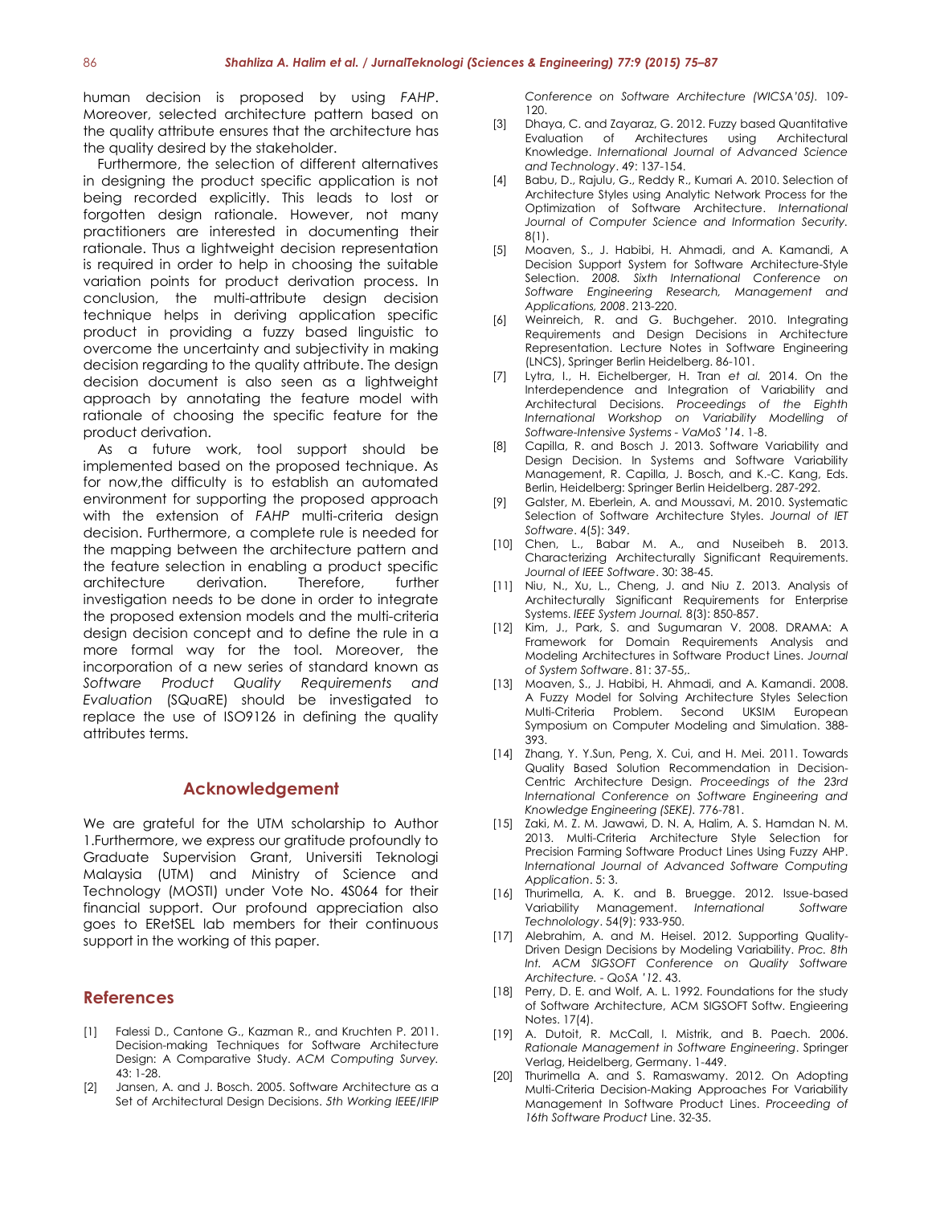human decision is proposed by using *FAHP*. Moreover, selected architecture pattern based on the quality attribute ensures that the architecture has the quality desired by the stakeholder.

Furthermore, the selection of different alternatives in designing the product specific application is not being recorded explicitly. This leads to lost or forgotten design rationale. However, not many practitioners are interested in documenting their rationale. Thus a lightweight decision representation is required in order to help in choosing the suitable variation points for product derivation process. In conclusion, the multi-attribute design decision technique helps in deriving application specific product in providing a fuzzy based linguistic to overcome the uncertainty and subjectivity in making decision regarding to the quality attribute. The design decision document is also seen as a lightweight approach by annotating the feature model with rationale of choosing the specific feature for the product derivation.

As a future work, tool support should be implemented based on the proposed technique. As for now,the difficulty is to establish an automated environment for supporting the proposed approach with the extension of *FAHP* multi-criteria design decision. Furthermore, a complete rule is needed for the mapping between the architecture pattern and the feature selection in enabling a product specific architecture derivation. Therefore, further investigation needs to be done in order to integrate the proposed extension models and the multi-criteria design decision concept and to define the rule in a more formal way for the tool. Moreover, the incorporation of a new series of standard known as *Software Product Quality Requirements and Evaluation* (SQuaRE) should be investigated to replace the use of ISO9126 in defining the quality attributes terms.

## Acknowledgement

We are grateful for the UTM scholarship to Author 1.Furthermore, we express our gratitude profoundly to Graduate Supervision Grant, Universiti Teknologi Malaysia (UTM) and Ministry of Science and Technology (MOSTI) under Vote No. 4S064 for their financial support. Our profound appreciation also goes to ERetSEL lab members for their continuous support in the working of this paper.

## References

[1] Falessi D., Cantone G., Kazman R., and Kruchten P. 2011. Decision-making Techniques for Software Architecture Design: A Comparative Study. *ACM Computing Survey.* 43: 1-28.

[2] Jansen, A. and J. Bosch. 2005. Software Architecture as a Set of Architectural Design Decisions. *5th Working IEEE/IFIP Conference on Software Architecture (WICSA'05).* 109-120.

[3] Dhaya, C. and Zayaraz, G. 2012. Fuzzy based Quantitative Evaluation of Architectures using Architectural Knowledge. *International Journal of Advanced Science and Technology*. 49: 137-154.

[4] Babu, D., Rajulu, G., Reddy R., Kumari A. 2010. Selection of Architecture Styles using Analytic Network Process for the Optimization of Software Architecture. *International Journal of Computer Science and Information Security.* 8(1).

[5] Moaven, S., J. Habibi, H. Ahmadi, and A. Kamandi, A Decision Support System for Software Architecture-Style Selection. *2008. Sixth International Conference on Software Engineering Research, Management and Applications, 2008*. 213-220.

[6] Weinreich, R. and G. Buchgeher. 2010. Integrating Requirements and Design Decisions in Architecture Representation. Lecture Notes in Software Engineering (LNCS), Springer Berlin Heidelberg. 86-101.

[7] Lytra, I., H. Eichelberger, H. Tran *et al.* 2014. On the Interdependence and Integration of Variability and Architectural Decisions. *Proceedings of the Eighth International Workshop on Variability Modelling of Software-Intensive Systems - VaMoS '14*. 1-8.

[8] Capilla, R. and Bosch J. 2013. Software Variability and Design Decision. In Systems and Software Variability Management, R. Capilla, J. Bosch, and K.-C. Kang, Eds. Berlin, Heidelberg: Springer Berlin Heidelberg. 287-292.

[9] Galster, M. Eberlein, A. and Moussavi, M. 2010. Systematic Selection of Software Architecture Styles. *Journal of IET Software*. 4(5): 349.

[10] Chen, L., Babar M. A., and Nuseibeh B. 2013. Characterizing Architecturally Significant Requirements. *Journal of IEEE Software*. 30: 38-45.

[11] Niu, N., Xu, L., Cheng, J. and Niu Z. 2013. Analysis of Architecturally Significant Requirements for Enterprise Systems. *IEEE System Journal.* 8(3): 850-857.

[12] Kim, J., Park, S. and Sugumaran V. 2008. DRAMA: A Framework for Domain Requirements Analysis and Modeling Architectures in Software Product Lines. *Journal of System Software*. 81: 37-55,.

[13] Moaven, S., J. Habibi, H. Ahmadi, and A. Kamandi. 2008. A Fuzzy Model for Solving Architecture Styles Selection Multi-Criteria Problem. Second UKSIM European Symposium on Computer Modeling and Simulation. 388-393.

[14] Zhang, Y. Y.Sun, Peng, X. Cui, and H. Mei. 2011. Towards Quality Based Solution Recommendation in Decision-Centric Architecture Design. *Proceedings of the 23rd International Conference on Software Engineering and Knowledge Engineering (SEKE).* 776-781.

[15] Zaki, M. Z. M. Jawawi, D. N. A, Halim, A. S. Hamdan N. M. 2013. Multi-Criteria Architecture Style Selection for Precision Farming Software Product Lines Using Fuzzy AHP. *International Journal of Advanced Software Computing Application*. 5: 3.

[16] Thurimella, A. K. and B. Bruegge. 2012. Issue-based Variability Management. *International Software Technolology*. 54(9): 933-950.

[17] Alebrahim, A. and M. Heisel. 2012. Supporting Quality-Driven Design Decisions by Modeling Variability. *Proc. 8th Int. ACM SIGSOFT Conference on Quality Software Architecture. - QoSA '12*. 43.

[18] Perry, D. E. and Wolf, A. L. 1992. Foundations for the study of Software Architecture, ACM SIGSOFT Softw. Engieering Notes. 17(4).

[19] A. Dutoit, R. McCall, I. Mistrik, and B. Paech. 2006. *Rationale Management in Software Engineering*. Springer Verlag, Heidelberg, Germany. 1-449.

[20] Thurimella A. and S. Ramaswamy. 2012. On Adopting Multi-Criteria Decision-Making Approaches For Variability Management In Software Product Lines. *Proceeding of 16th Software Product* Line. 32-35.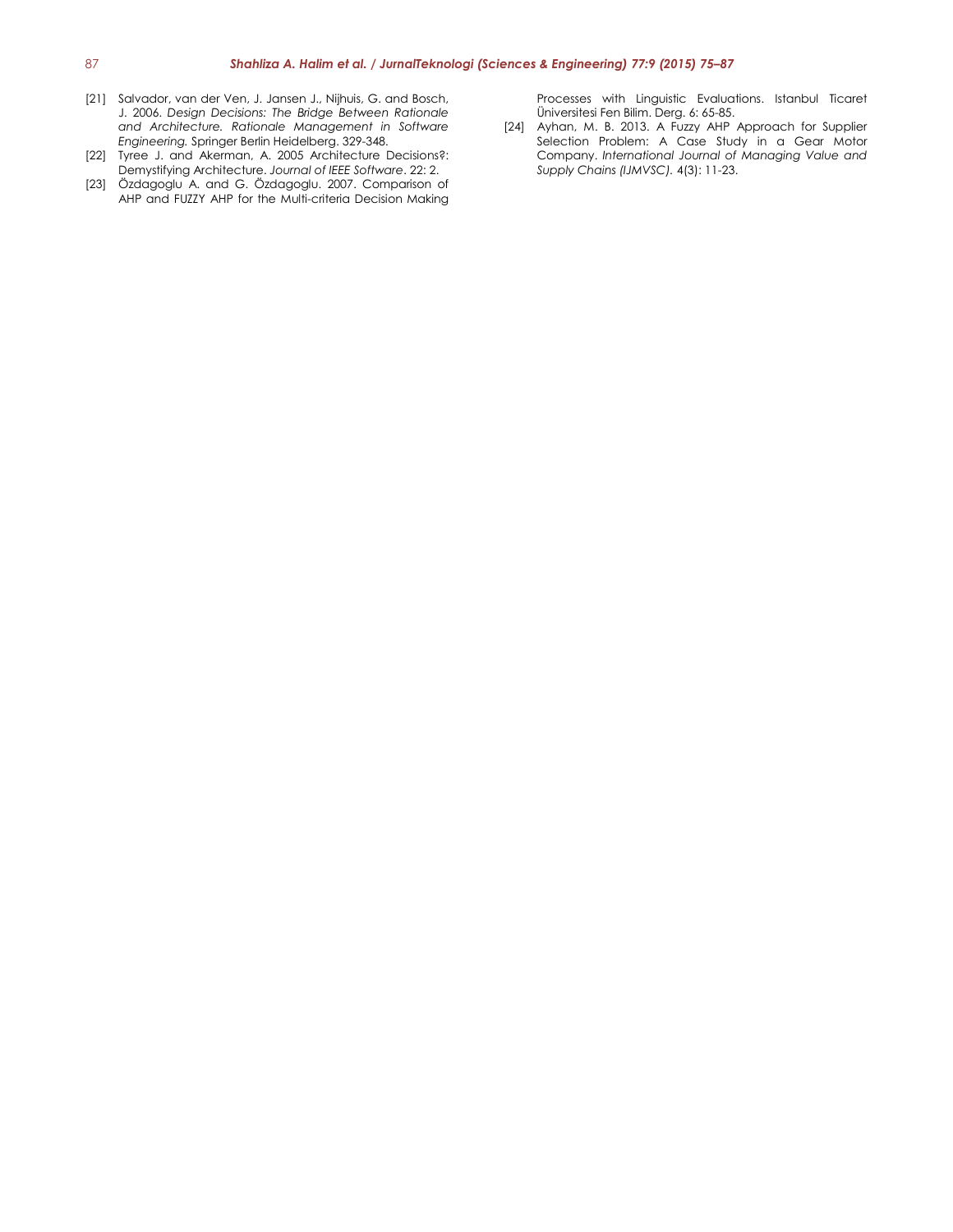[21] Salvador, van der Ven, J. Jansen J., Nijhuis, G. and Bosch, J. 2006. *Design Decisions: The Bridge Between Rationale and Architecture. Rationale Management in Software Engineering.* Springer Berlin Heidelberg. 329-348.

[22] Tyree J. and Akerman, A. 2005 Architecture Decisions?: Demystifying Architecture. *Journal of IEEE Software*. 22: 2.

[23] Özdagoglu A. and G. Özdagoglu. 2007. Comparison of AHP and FUZZY AHP for the Multi-criteria Decision Making Processes with Linguistic Evaluations. Istanbul Ticaret Üniversitesi Fen Bilim. Derg. 6: 65-85.

[24] Ayhan, M. B. 2013. A Fuzzy AHP Approach for Supplier Selection Problem: A Case Study in a Gear Motor Company. *International Journal of Managing Value and Supply Chains (IJMVSC)*. 4(3): 11-23.